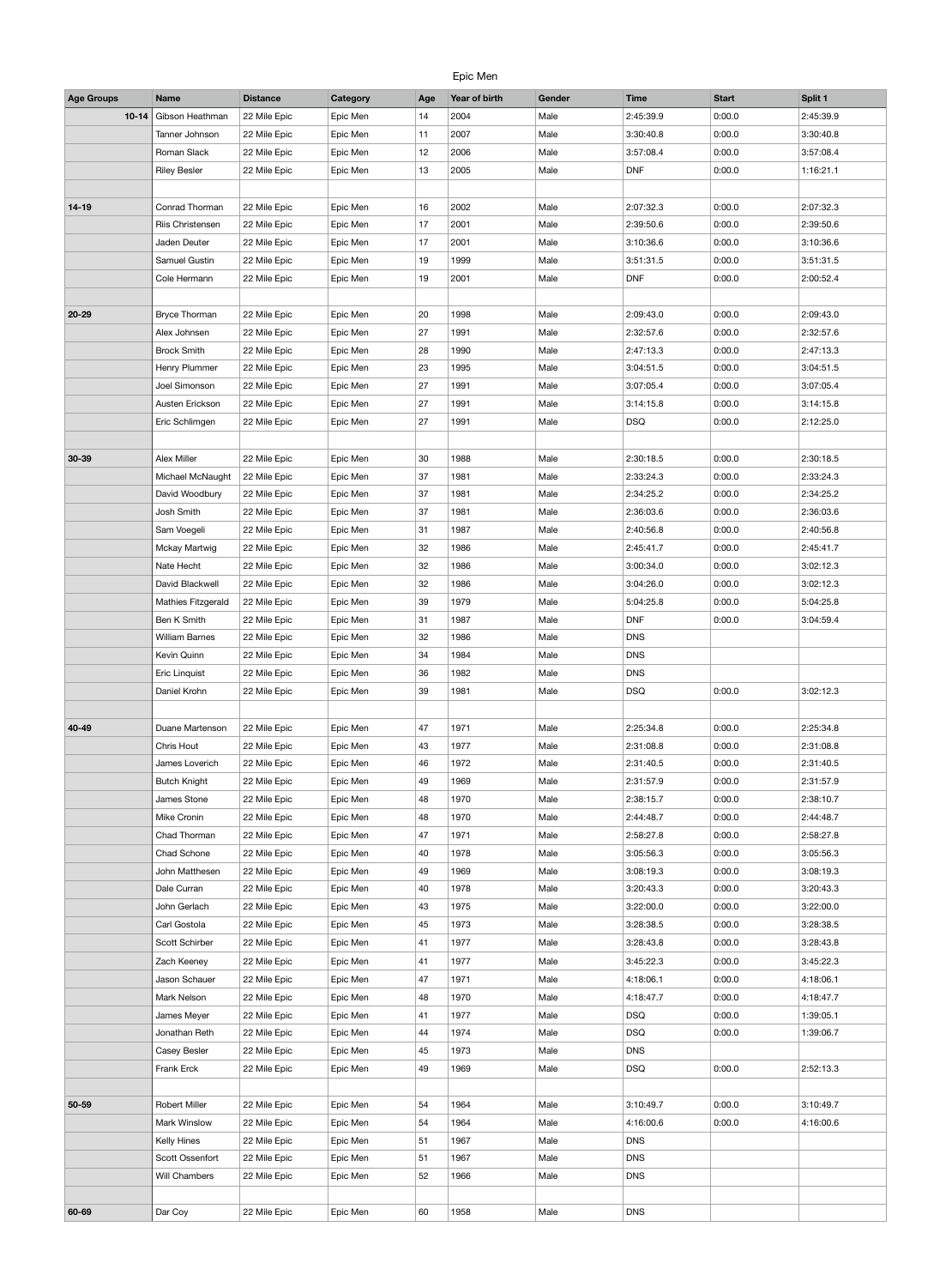Epic Men

| Age Groups | Name | Distance | Category | Age | Year of birth | Gender | Time | Start | Split 1 |
|---|---|---|---|---|---|---|---|---|---|
| 10-14 | Gibson Heathman | 22 Mile Epic | Epic Men | 14 | 2004 | Male | 2:45:39.9 | 0:00.0 | 2:45:39.9 |
| | Tanner Johnson | 22 Mile Epic | Epic Men | 11 | 2007 | Male | 3:30:40.8 | 0:00.0 | 3:30:40.8 |
| | Roman Slack | 22 Mile Epic | Epic Men | 12 | 2006 | Male | 3:57:08.4 | 0:00.0 | 3:57:08.4 |
| | Riley Besler | 22 Mile Epic | Epic Men | 13 | 2005 | Male | DNF | 0:00.0 | 1:16:21.1 |
| | | | | | | | | | |
| 14-19 | Conrad Thorman | 22 Mile Epic | Epic Men | 16 | 2002 | Male | 2:07:32.3 | 0:00.0 | 2:07:32.3 |
| | Riis Christensen | 22 Mile Epic | Epic Men | 17 | 2001 | Male | 2:39:50.6 | 0:00.0 | 2:39:50.6 |
| | Jaden Deuter | 22 Mile Epic | Epic Men | 17 | 2001 | Male | 3:10:36.6 | 0:00.0 | 3:10:36.6 |
| | Samuel Gustin | 22 Mile Epic | Epic Men | 19 | 1999 | Male | 3:51:31.5 | 0:00.0 | 3:51:31.5 |
| | Cole Hermann | 22 Mile Epic | Epic Men | 19 | 2001 | Male | DNF | 0:00.0 | 2:00:52.4 |
| | | | | | | | | | |
| 20-29 | Bryce Thorman | 22 Mile Epic | Epic Men | 20 | 1998 | Male | 2:09:43.0 | 0:00.0 | 2:09:43.0 |
| | Alex Johnsen | 22 Mile Epic | Epic Men | 27 | 1991 | Male | 2:32:57.6 | 0:00.0 | 2:32:57.6 |
| | Brock Smith | 22 Mile Epic | Epic Men | 28 | 1990 | Male | 2:47:13.3 | 0:00.0 | 2:47:13.3 |
| | Henry Plummer | 22 Mile Epic | Epic Men | 23 | 1995 | Male | 3:04:51.5 | 0:00.0 | 3:04:51.5 |
| | Joel Simonson | 22 Mile Epic | Epic Men | 27 | 1991 | Male | 3:07:05.4 | 0:00.0 | 3:07:05.4 |
| | Austen Erickson | 22 Mile Epic | Epic Men | 27 | 1991 | Male | 3:14:15.8 | 0:00.0 | 3:14:15.8 |
| | Eric Schlimgen | 22 Mile Epic | Epic Men | 27 | 1991 | Male | DSQ | 0:00.0 | 2:12:25.0 |
| | | | | | | | | | |
| 30-39 | Alex Miller | 22 Mile Epic | Epic Men | 30 | 1988 | Male | 2:30:18.5 | 0:00.0 | 2:30:18.5 |
| | Michael McNaught | 22 Mile Epic | Epic Men | 37 | 1981 | Male | 2:33:24.3 | 0:00.0 | 2:33:24.3 |
| | David Woodbury | 22 Mile Epic | Epic Men | 37 | 1981 | Male | 2:34:25.2 | 0:00.0 | 2:34:25.2 |
| | Josh Smith | 22 Mile Epic | Epic Men | 37 | 1981 | Male | 2:36:03.6 | 0:00.0 | 2:36:03.6 |
| | Sam Voegeli | 22 Mile Epic | Epic Men | 31 | 1987 | Male | 2:40:56.8 | 0:00.0 | 2:40:56.8 |
| | Mckay Martwig | 22 Mile Epic | Epic Men | 32 | 1986 | Male | 2:45:41.7 | 0:00.0 | 2:45:41.7 |
| | Nate Hecht | 22 Mile Epic | Epic Men | 32 | 1986 | Male | 3:00:34.0 | 0:00.0 | 3:02:12.3 |
| | David Blackwell | 22 Mile Epic | Epic Men | 32 | 1986 | Male | 3:04:26.0 | 0:00.0 | 3:02:12.3 |
| | Mathies Fitzgerald | 22 Mile Epic | Epic Men | 39 | 1979 | Male | 5:04:25.8 | 0:00.0 | 5:04:25.8 |
| | Ben K Smith | 22 Mile Epic | Epic Men | 31 | 1987 | Male | DNF | 0:00.0 | 3:04:59.4 |
| | William Barnes | 22 Mile Epic | Epic Men | 32 | 1986 | Male | DNS | | |
| | Kevin Quinn | 22 Mile Epic | Epic Men | 34 | 1984 | Male | DNS | | |
| | Eric Linquist | 22 Mile Epic | Epic Men | 36 | 1982 | Male | DNS | | |
| | Daniel Krohn | 22 Mile Epic | Epic Men | 39 | 1981 | Male | DSQ | 0:00.0 | 3:02:12.3 |
| | | | | | | | | | |
| 40-49 | Duane Martenson | 22 Mile Epic | Epic Men | 47 | 1971 | Male | 2:25:34.8 | 0:00.0 | 2:25:34.8 |
| | Chris Hout | 22 Mile Epic | Epic Men | 43 | 1977 | Male | 2:31:08.8 | 0:00.0 | 2:31:08.8 |
| | James Loverich | 22 Mile Epic | Epic Men | 46 | 1972 | Male | 2:31:40.5 | 0:00.0 | 2:31:40.5 |
| | Butch Knight | 22 Mile Epic | Epic Men | 49 | 1969 | Male | 2:31:57.9 | 0:00.0 | 2:31:57.9 |
| | James Stone | 22 Mile Epic | Epic Men | 48 | 1970 | Male | 2:38:15.7 | 0:00.0 | 2:38:10.7 |
| | Mike Cronin | 22 Mile Epic | Epic Men | 48 | 1970 | Male | 2:44:48.7 | 0:00.0 | 2:44:48.7 |
| | Chad Thorman | 22 Mile Epic | Epic Men | 47 | 1971 | Male | 2:58:27.8 | 0:00.0 | 2:58:27.8 |
| | Chad Schone | 22 Mile Epic | Epic Men | 40 | 1978 | Male | 3:05:56.3 | 0:00.0 | 3:05:56.3 |
| | John Matthesen | 22 Mile Epic | Epic Men | 49 | 1969 | Male | 3:08:19.3 | 0:00.0 | 3:08:19.3 |
| | Dale Curran | 22 Mile Epic | Epic Men | 40 | 1978 | Male | 3:20:43.3 | 0:00.0 | 3:20:43.3 |
| | John Gerlach | 22 Mile Epic | Epic Men | 43 | 1975 | Male | 3:22:00.0 | 0:00.0 | 3:22:00.0 |
| | Carl Gostola | 22 Mile Epic | Epic Men | 45 | 1973 | Male | 3:28:38.5 | 0:00.0 | 3:28:38.5 |
| | Scott Schirber | 22 Mile Epic | Epic Men | 41 | 1977 | Male | 3:28:43.8 | 0:00.0 | 3:28:43.8 |
| | Zach Keeney | 22 Mile Epic | Epic Men | 41 | 1977 | Male | 3:45:22.3 | 0:00.0 | 3:45:22.3 |
| | Jason Schauer | 22 Mile Epic | Epic Men | 47 | 1971 | Male | 4:18:06.1 | 0:00.0 | 4:18:06.1 |
| | Mark Nelson | 22 Mile Epic | Epic Men | 48 | 1970 | Male | 4:18:47.7 | 0:00.0 | 4:18:47.7 |
| | James Meyer | 22 Mile Epic | Epic Men | 41 | 1977 | Male | DSQ | 0:00.0 | 1:39:05.1 |
| | Jonathan Reth | 22 Mile Epic | Epic Men | 44 | 1974 | Male | DSQ | 0:00.0 | 1:39:06.7 |
| | Casey Besler | 22 Mile Epic | Epic Men | 45 | 1973 | Male | DNS | | |
| | Frank Erck | 22 Mile Epic | Epic Men | 49 | 1969 | Male | DSQ | 0:00.0 | 2:52:13.3 |
| | | | | | | | | | |
| 50-59 | Robert Miller | 22 Mile Epic | Epic Men | 54 | 1964 | Male | 3:10:49.7 | 0:00.0 | 3:10:49.7 |
| | Mark Winslow | 22 Mile Epic | Epic Men | 54 | 1964 | Male | 4:16:00.6 | 0:00.0 | 4:16:00.6 |
| | Kelly Hines | 22 Mile Epic | Epic Men | 51 | 1967 | Male | DNS | | |
| | Scott Ossenfort | 22 Mile Epic | Epic Men | 51 | 1967 | Male | DNS | | |
| | Will Chambers | 22 Mile Epic | Epic Men | 52 | 1966 | Male | DNS | | |
| | | | | | | | | | |
| 60-69 | Dar Coy | 22 Mile Epic | Epic Men | 60 | 1958 | Male | DNS | | |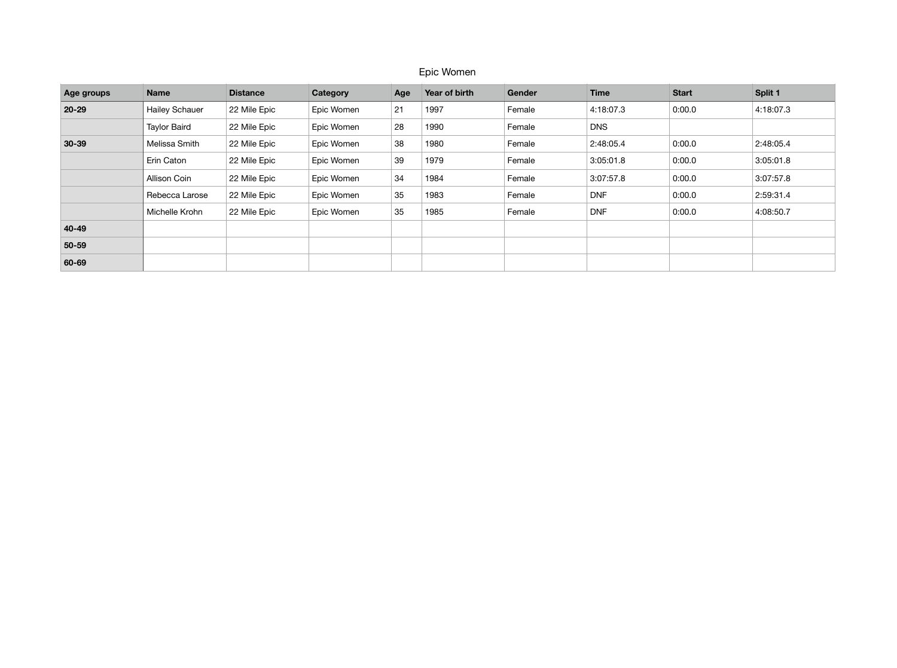Epic Women

| Age groups | Name | Distance | Category | Age | Year of birth | Gender | Time | Start | Split 1 |
|---|---|---|---|---|---|---|---|---|---|
| **20-29** | Hailey Schauer | 22 Mile Epic | Epic Women | 21 | 1997 | Female | 4:18:07.3 | 0:00.0 | 4:18:07.3 |
| | Taylor Baird | 22 Mile Epic | Epic Women | 28 | 1990 | Female | DNS | | |
| **30-39** | Melissa Smith | 22 Mile Epic | Epic Women | 38 | 1980 | Female | 2:48:05.4 | 0:00.0 | 2:48:05.4 |
| | Erin Caton | 22 Mile Epic | Epic Women | 39 | 1979 | Female | 3:05:01.8 | 0:00.0 | 3:05:01.8 |
| | Allison Coin | 22 Mile Epic | Epic Women | 34 | 1984 | Female | 3:07:57.8 | 0:00.0 | 3:07:57.8 |
| | Rebecca Larose | 22 Mile Epic | Epic Women | 35 | 1983 | Female | DNF | 0:00.0 | 2:59:31.4 |
| | Michelle Krohn | 22 Mile Epic | Epic Women | 35 | 1985 | Female | DNF | 0:00.0 | 4:08:50.7 |
| **40-49** | | | | | | | | | |
| **50-59** | | | | | | | | | |
| **60-69** | | | | | | | | | |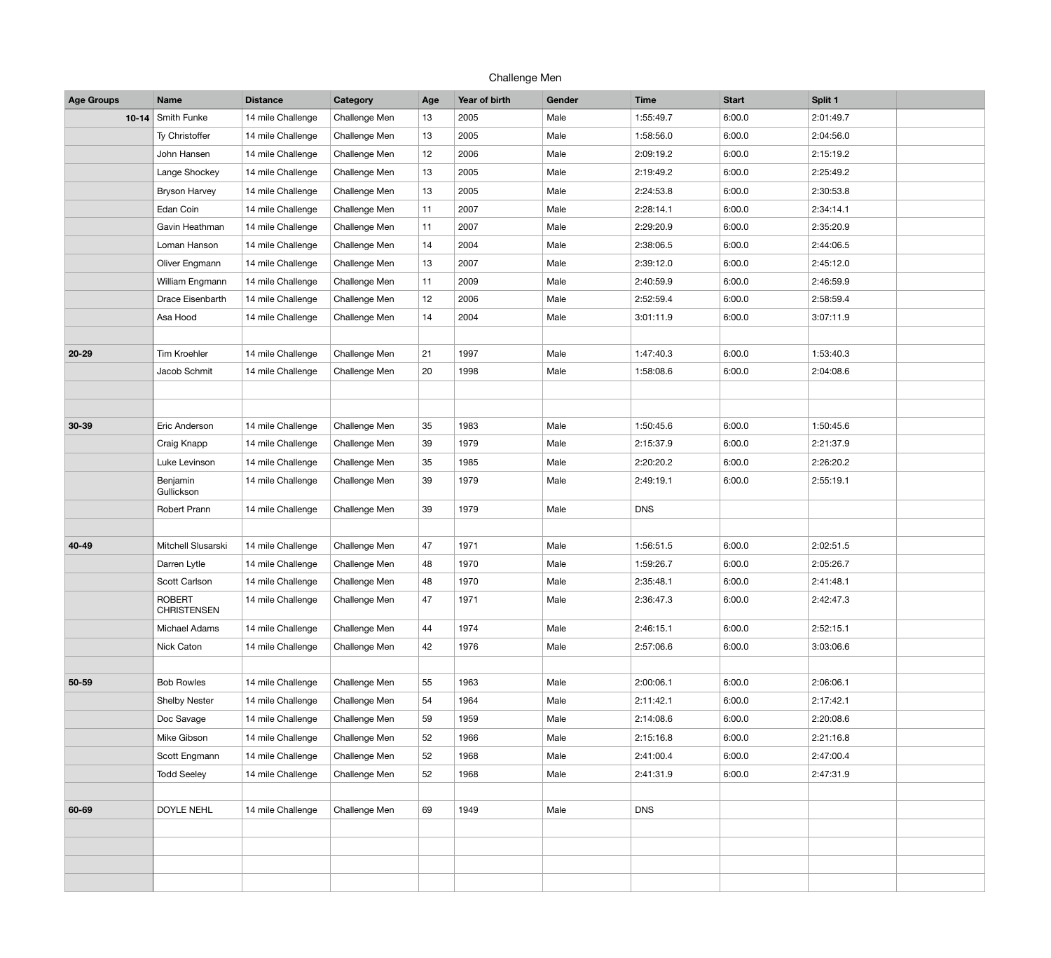Challenge Men

| Age Groups | Name | Distance | Category | Age | Year of birth | Gender | Time | Start | Split 1 | |
|---|---|---|---|---|---|---|---|---|---|---|
| 10-14 | Smith Funke | 14 mile Challenge | Challenge Men | 13 | 2005 | Male | 1:55:49.7 | 6:00.0 | 2:01:49.7 | |
| | Ty Christoffer | 14 mile Challenge | Challenge Men | 13 | 2005 | Male | 1:58:56.0 | 6:00.0 | 2:04:56.0 | |
| | John Hansen | 14 mile Challenge | Challenge Men | 12 | 2006 | Male | 2:09:19.2 | 6:00.0 | 2:15:19.2 | |
| | Lange Shockey | 14 mile Challenge | Challenge Men | 13 | 2005 | Male | 2:19:49.2 | 6:00.0 | 2:25:49.2 | |
| | Bryson Harvey | 14 mile Challenge | Challenge Men | 13 | 2005 | Male | 2:24:53.8 | 6:00.0 | 2:30:53.8 | |
| | Edan Coin | 14 mile Challenge | Challenge Men | 11 | 2007 | Male | 2:28:14.1 | 6:00.0 | 2:34:14.1 | |
| | Gavin Heathman | 14 mile Challenge | Challenge Men | 11 | 2007 | Male | 2:29:20.9 | 6:00.0 | 2:35:20.9 | |
| | Loman Hanson | 14 mile Challenge | Challenge Men | 14 | 2004 | Male | 2:38:06.5 | 6:00.0 | 2:44:06.5 | |
| | Oliver Engmann | 14 mile Challenge | Challenge Men | 13 | 2007 | Male | 2:39:12.0 | 6:00.0 | 2:45:12.0 | |
| | William Engmann | 14 mile Challenge | Challenge Men | 11 | 2009 | Male | 2:40:59.9 | 6:00.0 | 2:46:59.9 | |
| | Drace Eisenbarth | 14 mile Challenge | Challenge Men | 12 | 2006 | Male | 2:52:59.4 | 6:00.0 | 2:58:59.4 | |
| | Asa Hood | 14 mile Challenge | Challenge Men | 14 | 2004 | Male | 3:01:11.9 | 6:00.0 | 3:07:11.9 | |
| | | | | | | | | | | |
| 20-29 | Tim Kroehler | 14 mile Challenge | Challenge Men | 21 | 1997 | Male | 1:47:40.3 | 6:00.0 | 1:53:40.3 | |
| | Jacob Schmit | 14 mile Challenge | Challenge Men | 20 | 1998 | Male | 1:58:08.6 | 6:00.0 | 2:04:08.6 | |
| | | | | | | | | | | |
| | | | | | | | | | | |
| 30-39 | Eric Anderson | 14 mile Challenge | Challenge Men | 35 | 1983 | Male | 1:50:45.6 | 6:00.0 | 1:50:45.6 | |
| | Craig Knapp | 14 mile Challenge | Challenge Men | 39 | 1979 | Male | 2:15:37.9 | 6:00.0 | 2:21:37.9 | |
| | Luke Levinson | 14 mile Challenge | Challenge Men | 35 | 1985 | Male | 2:20:20.2 | 6:00.0 | 2:26:20.2 | |
| | Benjamin Gullickson | 14 mile Challenge | Challenge Men | 39 | 1979 | Male | 2:49:19.1 | 6:00.0 | 2:55:19.1 | |
| | Robert Prann | 14 mile Challenge | Challenge Men | 39 | 1979 | Male | DNS | | | |
| | | | | | | | | | | |
| 40-49 | Mitchell Slusarski | 14 mile Challenge | Challenge Men | 47 | 1971 | Male | 1:56:51.5 | 6:00.0 | 2:02:51.5 | |
| | Darren Lytle | 14 mile Challenge | Challenge Men | 48 | 1970 | Male | 1:59:26.7 | 6:00.0 | 2:05:26.7 | |
| | Scott Carlson | 14 mile Challenge | Challenge Men | 48 | 1970 | Male | 2:35:48.1 | 6:00.0 | 2:41:48.1 | |
| | ROBERT CHRISTENSEN | 14 mile Challenge | Challenge Men | 47 | 1971 | Male | 2:36:47.3 | 6:00.0 | 2:42:47.3 | |
| | Michael Adams | 14 mile Challenge | Challenge Men | 44 | 1974 | Male | 2:46:15.1 | 6:00.0 | 2:52:15.1 | |
| | Nick Caton | 14 mile Challenge | Challenge Men | 42 | 1976 | Male | 2:57:06.6 | 6:00.0 | 3:03:06.6 | |
| | | | | | | | | | | |
| 50-59 | Bob Rowles | 14 mile Challenge | Challenge Men | 55 | 1963 | Male | 2:00:06.1 | 6:00.0 | 2:06:06.1 | |
| | Shelby Nester | 14 mile Challenge | Challenge Men | 54 | 1964 | Male | 2:11:42.1 | 6:00.0 | 2:17:42.1 | |
| | Doc Savage | 14 mile Challenge | Challenge Men | 59 | 1959 | Male | 2:14:08.6 | 6:00.0 | 2:20:08.6 | |
| | Mike Gibson | 14 mile Challenge | Challenge Men | 52 | 1966 | Male | 2:15:16.8 | 6:00.0 | 2:21:16.8 | |
| | Scott Engmann | 14 mile Challenge | Challenge Men | 52 | 1968 | Male | 2:41:00.4 | 6:00.0 | 2:47:00.4 | |
| | Todd Seeley | 14 mile Challenge | Challenge Men | 52 | 1968 | Male | 2:41:31.9 | 6:00.0 | 2:47:31.9 | |
| | | | | | | | | | | |
| 60-69 | DOYLE NEHL | 14 mile Challenge | Challenge Men | 69 | 1949 | Male | DNS | | | |
| | | | | | | | | | | |
| | | | | | | | | | | |
| | | | | | | | | | | |
| | | | | | | | | | | |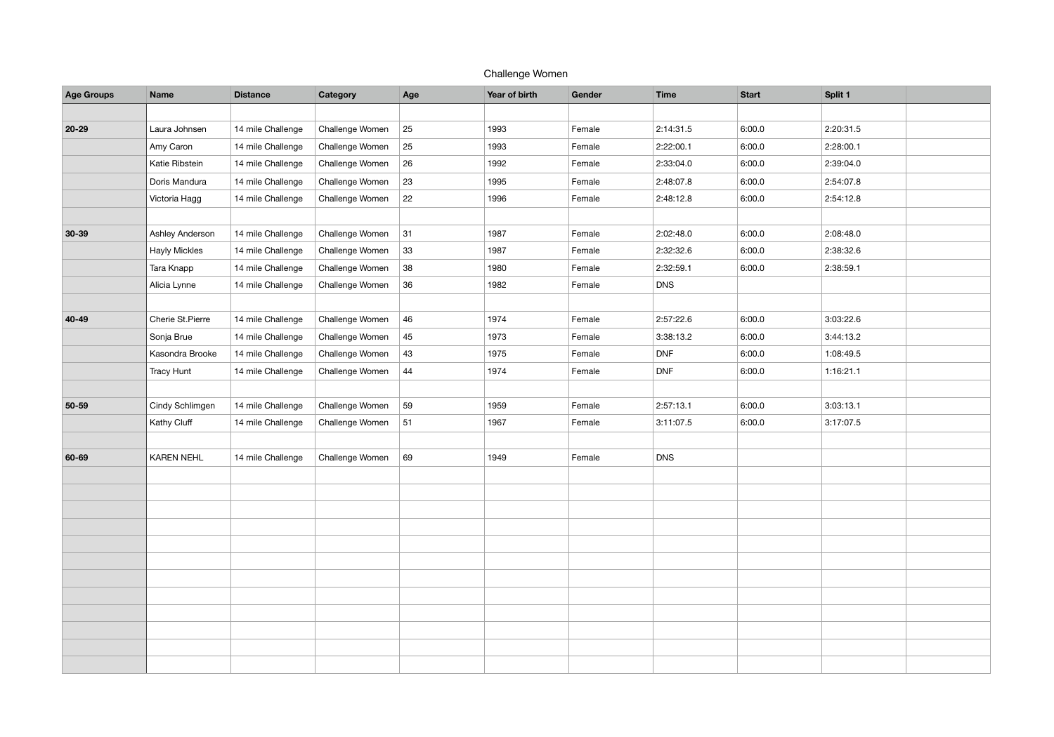Challenge Women

| Age Groups | Name | Distance | Category | Age | Year of birth | Gender | Time | Start | Split 1 | |
|---|---|---|---|---|---|---|---|---|---|---|
| | | | | | | | | | | |
| 20-29 | Laura Johnsen | 14 mile Challenge | Challenge Women | 25 | 1993 | Female | 2:14:31.5 | 6:00.0 | 2:20:31.5 | |
| | Amy Caron | 14 mile Challenge | Challenge Women | 25 | 1993 | Female | 2:22:00.1 | 6:00.0 | 2:28:00.1 | |
| | Katie Ribstein | 14 mile Challenge | Challenge Women | 26 | 1992 | Female | 2:33:04.0 | 6:00.0 | 2:39:04.0 | |
| | Doris Mandura | 14 mile Challenge | Challenge Women | 23 | 1995 | Female | 2:48:07.8 | 6:00.0 | 2:54:07.8 | |
| | Victoria Hagg | 14 mile Challenge | Challenge Women | 22 | 1996 | Female | 2:48:12.8 | 6:00.0 | 2:54:12.8 | |
| | | | | | | | | | | |
| 30-39 | Ashley Anderson | 14 mile Challenge | Challenge Women | 31 | 1987 | Female | 2:02:48.0 | 6:00.0 | 2:08:48.0 | |
| | Hayly Mickles | 14 mile Challenge | Challenge Women | 33 | 1987 | Female | 2:32:32.6 | 6:00.0 | 2:38:32.6 | |
| | Tara Knapp | 14 mile Challenge | Challenge Women | 38 | 1980 | Female | 2:32:59.1 | 6:00.0 | 2:38:59.1 | |
| | Alicia Lynne | 14 mile Challenge | Challenge Women | 36 | 1982 | Female | DNS | | | |
| | | | | | | | | | | |
| 40-49 | Cherie St.Pierre | 14 mile Challenge | Challenge Women | 46 | 1974 | Female | 2:57:22.6 | 6:00.0 | 3:03:22.6 | |
| | Sonja Brue | 14 mile Challenge | Challenge Women | 45 | 1973 | Female | 3:38:13.2 | 6:00.0 | 3:44:13.2 | |
| | Kasondra Brooke | 14 mile Challenge | Challenge Women | 43 | 1975 | Female | DNF | 6:00.0 | 1:08:49.5 | |
| | Tracy Hunt | 14 mile Challenge | Challenge Women | 44 | 1974 | Female | DNF | 6:00.0 | 1:16:21.1 | |
| | | | | | | | | | | |
| 50-59 | Cindy Schlimgen | 14 mile Challenge | Challenge Women | 59 | 1959 | Female | 2:57:13.1 | 6:00.0 | 3:03:13.1 | |
| | Kathy Cluff | 14 mile Challenge | Challenge Women | 51 | 1967 | Female | 3:11:07.5 | 6:00.0 | 3:17:07.5 | |
| | | | | | | | | | | |
| 60-69 | KAREN NEHL | 14 mile Challenge | Challenge Women | 69 | 1949 | Female | DNS | | | |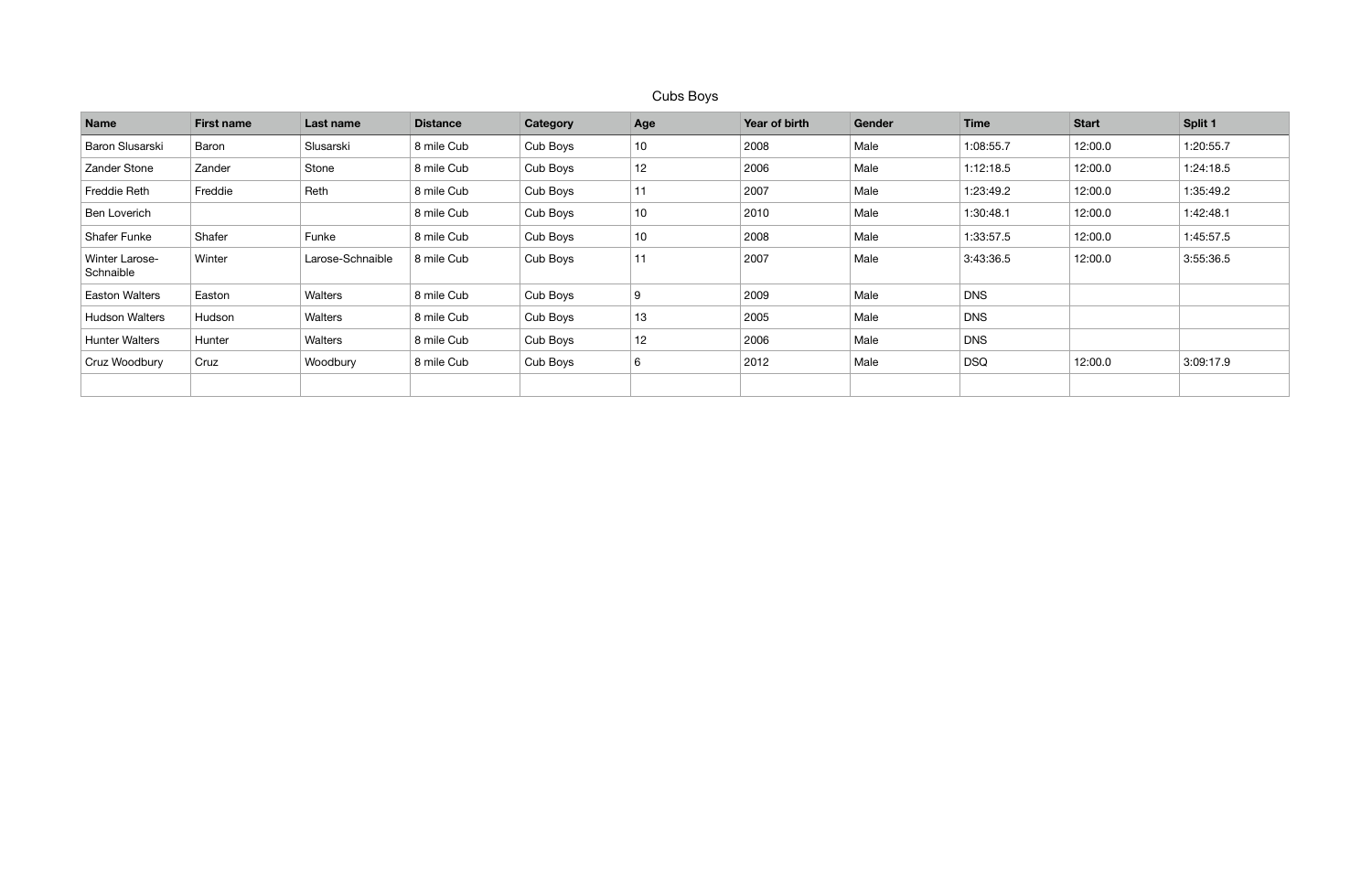Cubs Boys

| Name | First name | Last name | Distance | Category | Age | Year of birth | Gender | Time | Start | Split 1 |
|---|---|---|---|---|---|---|---|---|---|---|
| Baron Slusarski | Baron | Slusarski | 8 mile Cub | Cub Boys | 10 | 2008 | Male | 1:08:55.7 | 12:00.0 | 1:20:55.7 |
| Zander Stone | Zander | Stone | 8 mile Cub | Cub Boys | 12 | 2006 | Male | 1:12:18.5 | 12:00.0 | 1:24:18.5 |
| Freddie Reth | Freddie | Reth | 8 mile Cub | Cub Boys | 11 | 2007 | Male | 1:23:49.2 | 12:00.0 | 1:35:49.2 |
| Ben Loverich | | | 8 mile Cub | Cub Boys | 10 | 2010 | Male | 1:30:48.1 | 12:00.0 | 1:42:48.1 |
| Shafer Funke | Shafer | Funke | 8 mile Cub | Cub Boys | 10 | 2008 | Male | 1:33:57.5 | 12:00.0 | 1:45:57.5 |
| Winter Larose-Schnaible | Winter | Larose-Schnaible | 8 mile Cub | Cub Boys | 11 | 2007 | Male | 3:43:36.5 | 12:00.0 | 3:55:36.5 |
| Easton Walters | Easton | Walters | 8 mile Cub | Cub Boys | 9 | 2009 | Male | DNS | | |
| Hudson Walters | Hudson | Walters | 8 mile Cub | Cub Boys | 13 | 2005 | Male | DNS | | |
| Hunter Walters | Hunter | Walters | 8 mile Cub | Cub Boys | 12 | 2006 | Male | DNS | | |
| Cruz Woodbury | Cruz | Woodbury | 8 mile Cub | Cub Boys | 6 | 2012 | Male | DSQ | 12:00.0 | 3:09:17.9 |
| | | | | | | | | | | |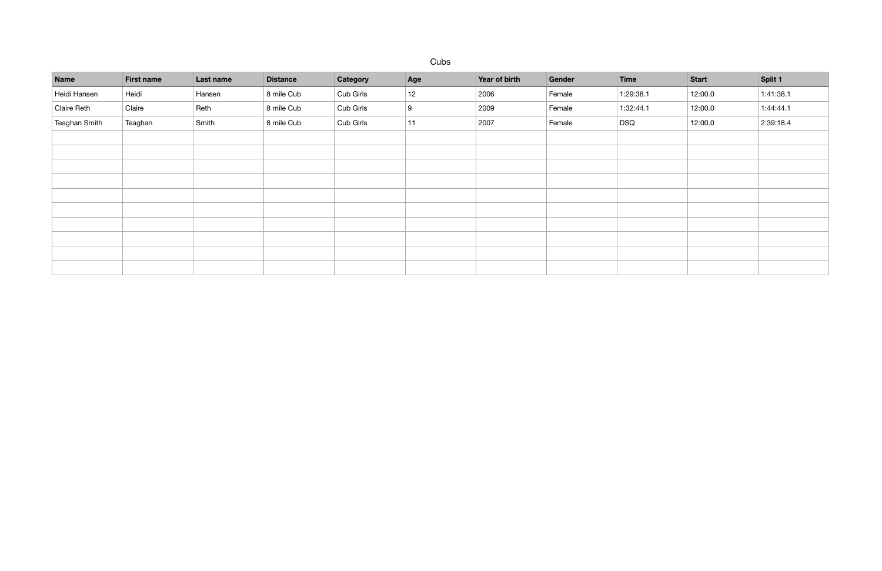Cubs

| Name | First name | Last name | Distance | Category | Age | Year of birth | Gender | Time | Start | Split 1 |
|---|---|---|---|---|---|---|---|---|---|---|
| Heidi Hansen | Heidi | Hansen | 8 mile Cub | Cub Girls | 12 | 2006 | Female | 1:29:38.1 | 12:00.0 | 1:41:38.1 |
| Claire Reth | Claire | Reth | 8 mile Cub | Cub Girls | 9 | 2009 | Female | 1:32:44.1 | 12:00.0 | 1:44:44.1 |
| Teaghan Smith | Teaghan | Smith | 8 mile Cub | Cub Girls | 11 | 2007 | Female | DSQ | 12:00.0 | 2:39:18.4 |
| | | | | | | | | | | |
| | | | | | | | | | | |
| | | | | | | | | | | |
| | | | | | | | | | | |
| | | | | | | | | | | |
| | | | | | | | | | | |
| | | | | | | | | | | |
| | | | | | | | | | | |
| | | | | | | | | | | |
| | | | | | | | | | | |